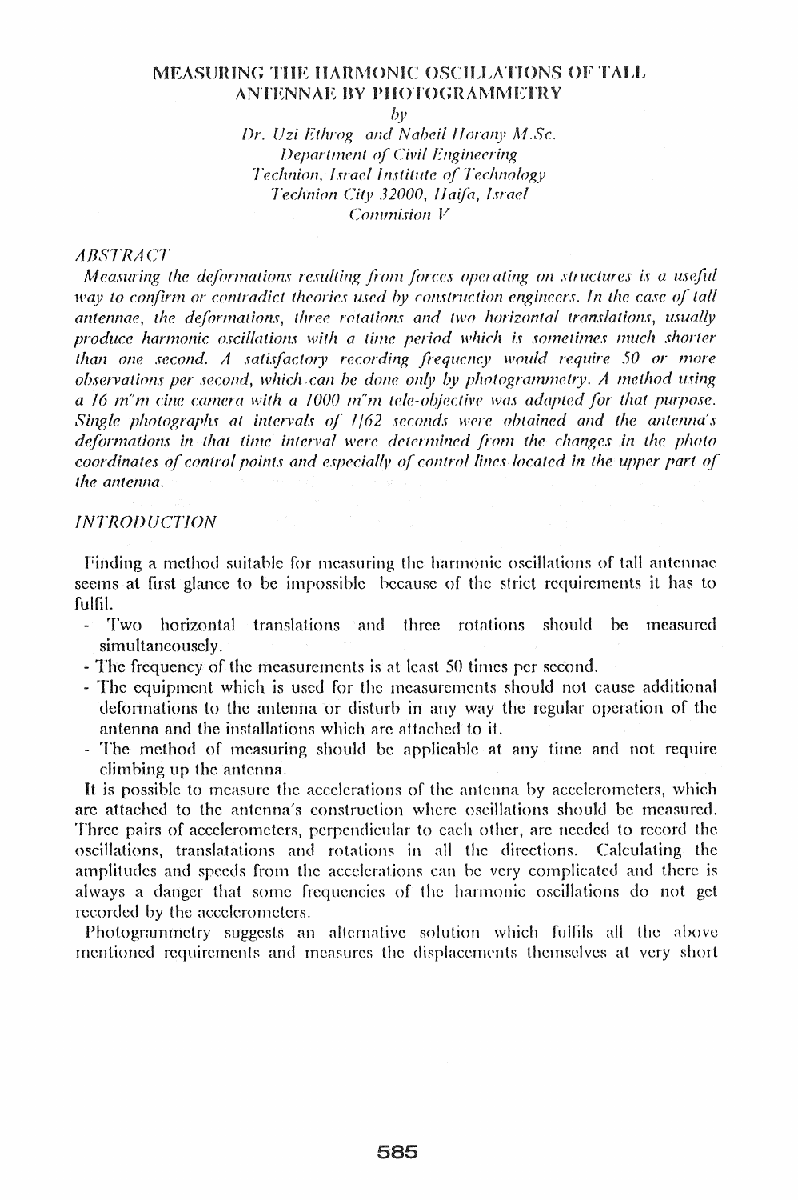# MEASURING THE HARMONIC OSCILLATIONS OF TALL ANTENNAE BY PHOTOGRAMMETRY

*by*

*Dr. Uzi Ethrog and Nabeil Horany M.Sc.*
*Department of Civil Engineering*
*Technion, Israel Institute of Technology*
*Technion City 32000, Haifa, Israel*
*Commision V*

## ABSTRACT

*Measuring the deformations resulting from forces operating on structures is a useful way to confirm or contradict theories used by construction engineers. In the case of tall antennae, the deformations, three rotations and two horizontal translations, usually produce harmonic oscillations with a time period which is sometimes much shorter than one second. A satisfactory recording frequency would require 50 or more observations per second, which can be done only by photogrammetry. A method using a 16 m"m cine camera with a 1000 m"m tele-objective was adapted for that purpose. Single photographs at intervals of 1/62 seconds were obtained and the antenna's deformations in that time interval were determined from the changes in the photo coordinates of control points and especially of control lines located in the upper part of the antenna.*

## INTRODUCTION

Finding a method suitable for measuring the harmonic oscillations of tall antennae seems at first glance to be impossible because of the strict requirements it has to fulfil.

- Two horizontal translations and three rotations should be measured simultaneously.
- The frequency of the measurements is at least 50 times per second.
- The equipment which is used for the measurements should not cause additional deformations to the antenna or disturb in any way the regular operation of the antenna and the installations which are attached to it.
- The method of measuring should be applicable at any time and not require climbing up the antenna.

It is possible to measure the accelerations of the antenna by accelerometers, which are attached to the antenna's construction where oscillations should be measured. Three pairs of accelerometers, perpendicular to each other, are needed to record the oscillations, translatations and rotations in all the directions. Calculating the amplitudes and speeds from the accelerations can be very complicated and there is always a danger that some frequencies of the harmonic oscillations do not get recorded by the accelerometers.

Photogrammetry suggests an alternative solution which fulfils all the above mentioned requirements and measures the displacements themselves at very short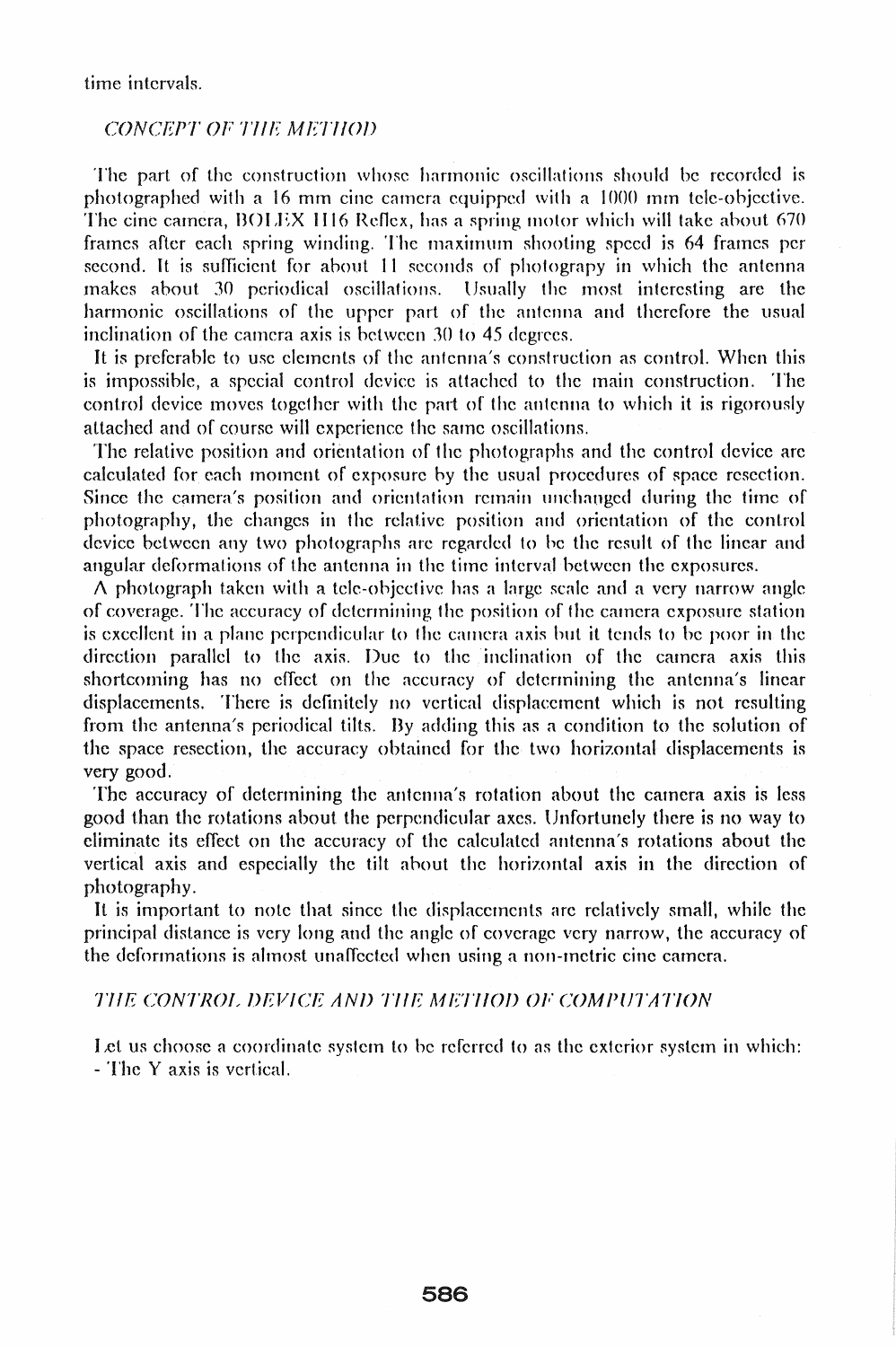time intervals.

## *CONCEPT OF THE METHOD*

The part of the construction whose harmonic oscillations should be recorded is photographed with a 16 mm cine camera equipped with a 1000 mm tele-objective. The cine camera, BOLEX H16 Reflex, has a spring motor which will take about 670 frames after each spring winding. The maximum shooting speed is 64 frames per second. It is sufficient for about 11 seconds of photograpy in which the antenna makes about 30 periodical oscillations. Usually the most interesting are the harmonic oscillations of the upper part of the antenna and therefore the usual inclination of the camera axis is between 30 to 45 degrees.

It is preferable to use elements of the antenna's construction as control. When this is impossible, a special control device is attached to the main construction. The control device moves together with the part of the antenna to which it is rigorously attached and of course will experience the same oscillations.

The relative position and orientation of the photographs and the control device are calculated for each moment of exposure by the usual procedures of space resection. Since the camera's position and orientation remain unchanged during the time of photography, the changes in the relative position and orientation of the control device between any two photographs are regarded to be the result of the linear and angular deformations of the antenna in the time interval between the exposures.

A photograph taken with a tele-objective has a large scale and a very narrow angle of coverage. The accuracy of determining the position of the camera exposure station is excellent in a plane perpendicular to the camera axis but it tends to be poor in the direction parallel to the axis. Due to the inclination of the camera axis this shortcoming has no effect on the accuracy of determining the antenna's linear displacements. There is definitely no vertical displacement which is not resulting from the antenna's periodical tilts. By adding this as a condition to the solution of the space resection, the accuracy obtained for the two horizontal displacements is very good.

The accuracy of determining the antenna's rotation about the camera axis is less good than the rotations about the perpendicular axes. Unfortunely there is no way to eliminate its effect on the accuracy of the calculated antenna's rotations about the vertical axis and especially the tilt about the horizontal axis in the direction of photography.

It is important to note that since the displacements are relatively small, while the principal distance is very long and the angle of coverage very narrow, the accuracy of the deformations is almost unaffected when using a non-metric cine camera.

## *THE CONTROL DEVICE AND THE METHOD OF COMPUTATION*

Let us choose a coordinate system to be referred to as the exterior system in which:

- The Y axis is vertical.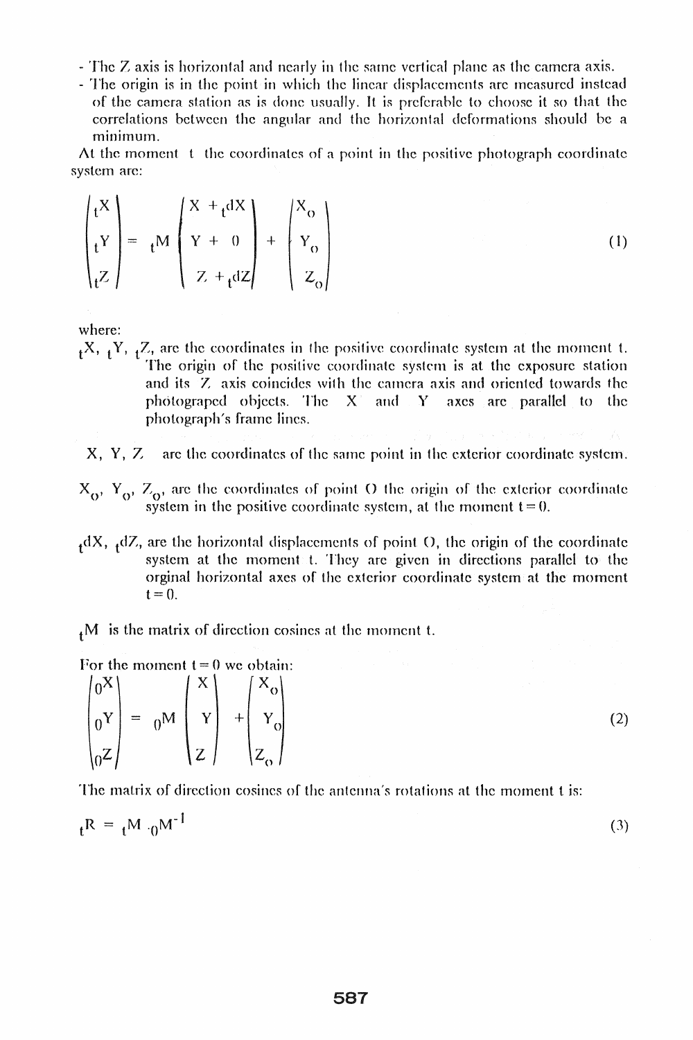- The Z axis is horizontal and nearly in the same vertical plane as the camera axis.
- The origin is in the point in which the linear displacements are measured instead of the camera station as is done usually. It is preferable to choose it so that the correlations between the angular and the horizontal deformations should be a minimum.

At the moment t the coordinates of a point in the positive photograph coordinate system are:

$$
\begin{pmatrix} {}_tX \\ {}_tY \\ {}_tZ \end{pmatrix} = {}_tM \begin{pmatrix} X + {}_tdX \\ Y + 0 \\ Z + {}_tdZ \end{pmatrix} + \begin{pmatrix} X_0 \\ Y_0 \\ Z_0 \end{pmatrix} \tag{1}
$$

where:

${}_tX$, ${}_tY$, ${}_tZ$, are the coordinates in the positive coordinate system at the moment t. The origin of the positive coordinate system is at the exposure station and its Z axis coincides with the camera axis and oriented towards the photograped objects. The X and Y axes are parallel to the photograph's frame lines.

X, Y, Z are the coordinates of the same point in the exterior coordinate system.

$X_0$, $Y_0$, $Z_0$, are the coordinates of point O the origin of the exterior coordinate system in the positive coordinate system, at the moment t = 0.

${}_tdX$, ${}_tdZ$, are the horizontal displacements of point O, the origin of the coordinate system at the moment t. They are given in directions parallel to the orginal horizontal axes of the exterior coordinate system at the moment t = 0.

${}_tM$ is the matrix of direction cosines at the moment t.

For the moment t = 0 we obtain:

$$
\begin{pmatrix} {}_0X \\ {}_0Y \\ {}_0Z \end{pmatrix} = {}_0M \begin{pmatrix} X \\ Y \\ Z \end{pmatrix} + \begin{pmatrix} X_0 \\ Y_0 \\ Z_0 \end{pmatrix} \tag{2}
$$

The matrix of direction cosines of the antenna's rotations at the moment t is:

$$
{}_tR = {}_tM \cdot {}_0M^{-1} \tag{3}
$$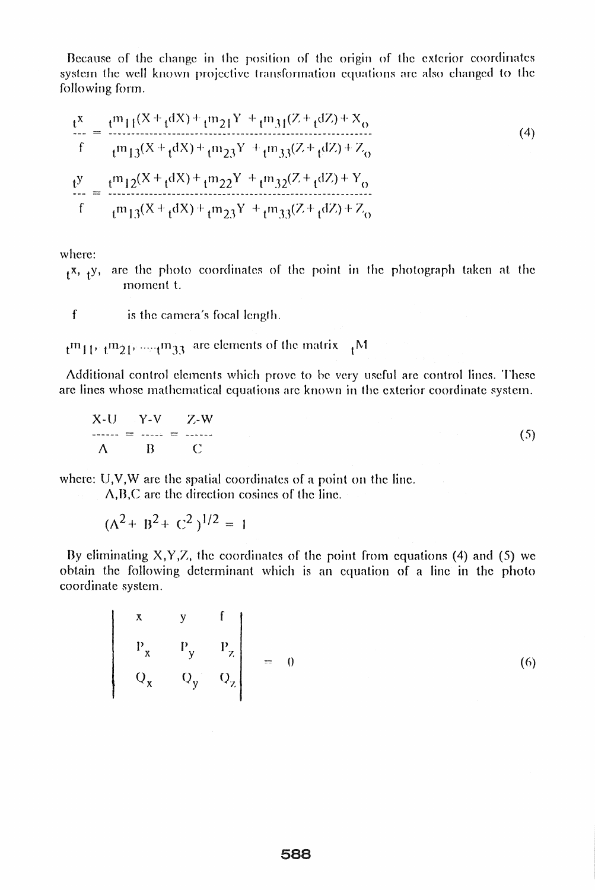Because of the change in the position of the origin of the exterior coordinates system the well known projective transformation equations are also changed to the following form.

$$\frac{{}_t x}{f} = \frac{{}_t m_{11}(X + {}_t dX) + {}_t m_{21} Y + {}_t m_{31}(Z + {}_t dZ) + X_0}{{}_t m_{13}(X + {}_t dX) + {}_t m_{23} Y + {}_t m_{33}(Z + {}_t dZ) + Z_0} \tag{4}$$

$$\frac{{}_t y}{f} = \frac{{}_t m_{12}(X + {}_t dX) + {}_t m_{22} Y + {}_t m_{32}(Z + {}_t dZ) + Y_0}{{}_t m_{13}(X + {}_t dX) + {}_t m_{23} Y + {}_t m_{33}(Z + {}_t dZ) + Z_0}$$

where:

${}_t x$, ${}_t y$, are the photo coordinates of the point in the photograph taken at the moment t.

$f$ is the camera's focal length.

${}_t m_{11}$, ${}_t m_{21}$, .....${}_t m_{33}$ are elements of the matrix ${}_t M$

Additional control elements which prove to be very useful are control lines. These are lines whose mathematical equations are known in the exterior coordinate system.

$$\frac{X-U}{A} = \frac{Y-V}{B} = \frac{Z-W}{C} \tag{5}$$

where: U,V,W are the spatial coordinates of a point on the line.

A,B,C are the direction cosines of the line.

$$(A^2 + B^2 + C^2)^{1/2} = 1$$

By eliminating X,Y,Z, the coordinates of the point from equations (4) and (5) we obtain the following determinant which is an equation of a line in the photo coordinate system.

$$\begin{vmatrix} x & y & f \\ P_x & P_y & P_z \\ Q_x & Q_y & Q_z \end{vmatrix} = 0 \tag{6}$$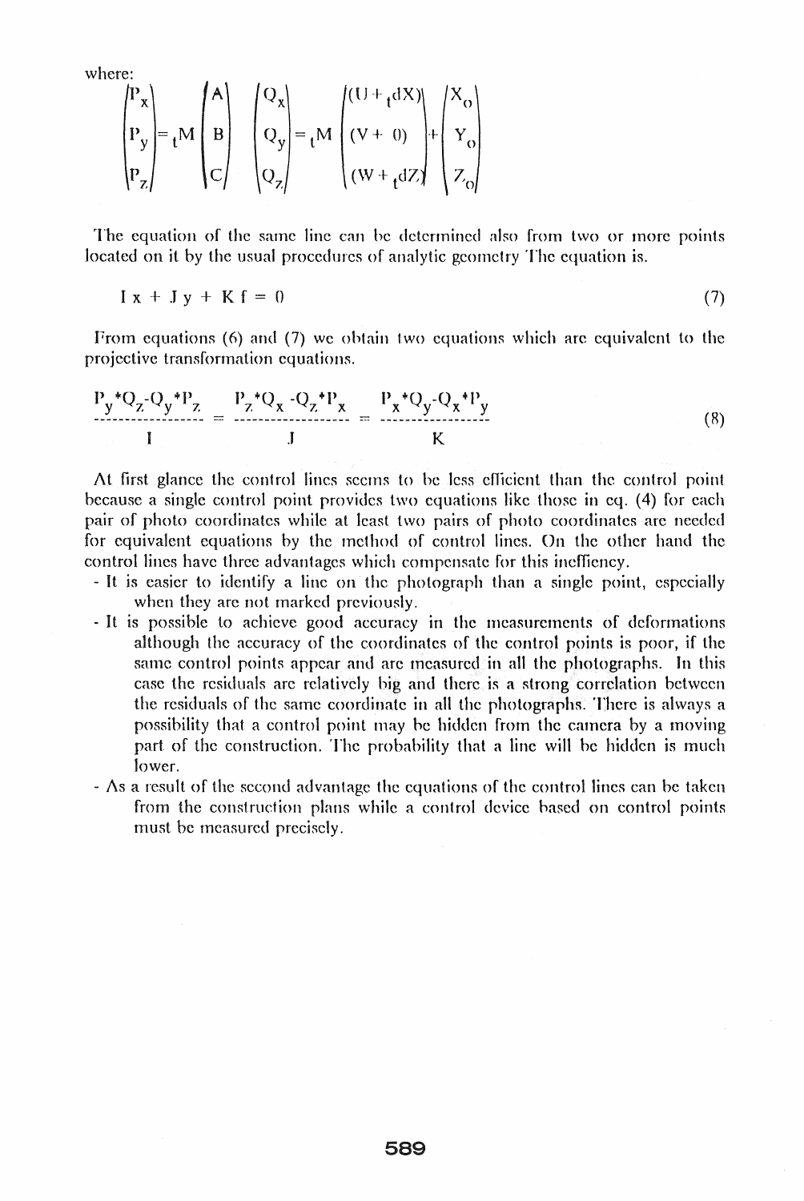where:

$$\begin{pmatrix} P_x \\ P_y \\ P_z \end{pmatrix} = {}_tM \begin{pmatrix} A \\ B \\ C \end{pmatrix} \quad \begin{pmatrix} Q_x \\ Q_y \\ Q_z \end{pmatrix} = {}_tM \begin{pmatrix} (U + {}_tdX) \\ (V + 0) \\ (W + {}_tdZ) \end{pmatrix} + \begin{pmatrix} X_0 \\ Y_0 \\ Z_0 \end{pmatrix}$$

The equation of the same line can be determined also from two or more points located on it by the usual procedures of analytic geometry The equation is.

$$I x + J y + K f = 0 \tag{7}$$

From equations (6) and (7) we obtain two equations which are equivalent to the projective transformation equations.

$$\frac{P_y * Q_z - Q_y * P_z}{I} = \frac{P_z * Q_x - Q_z * P_x}{J} = \frac{P_x * Q_y - Q_x * P_y}{K} \tag{8}$$

At first glance the control lines seems to be less efficient than the control point because a single control point provides two equations like those in eq. (4) for each pair of photo coordinates while at least two pairs of photo coordinates are needed for equivalent equations by the method of control lines. On the other hand the control lines have three advantages which compensate for this inefficiency.

- It is easier to identify a line on the photograph than a single point, especially when they are not marked previously.
- It is possible to achieve good accuracy in the measurements of deformations although the accuracy of the coordinates of the control points is poor, if the same control points appear and are measured in all the photographs. In this case the residuals are relatively big and there is a strong correlation between the residuals of the same coordinate in all the photographs. There is always a possibility that a control point may be hidden from the camera by a moving part of the construction. The probability that a line will be hidden is much lower.
- As a result of the second advantage the equations of the control lines can be taken from the construction plans while a control device based on control points must be measured precisely.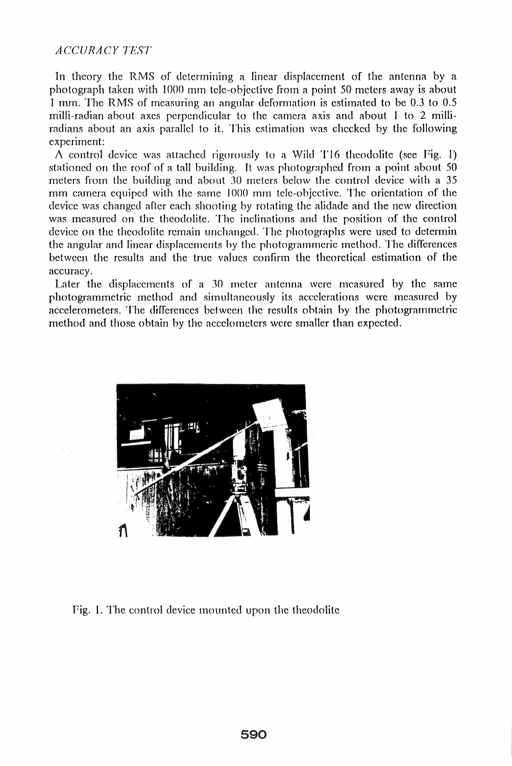*ACCURACY TEST*

In theory the RMS of determining a linear displacement of the antenna by a photograph taken with 1000 mm tele-objective from a point 50 meters away is about 1 mm. The RMS of measuring an angular deformation is estimated to be 0.3 to 0.5 milli-radian about axes perpendicular to the camera axis and about 1 to 2 milli-radians about an axis parallel to it. This estimation was checked by the following experiment:

A control device was attached rigorously to a Wild T16 theodolite (see Fig. 1) stationed on the roof of a tall building. It was photographed from a point about 50 meters from the building and about 30 meters below the control device with a 35 mm camera equiped with the same 1000 mm tele-objective. The orientation of the device was changed after each shooting by rotating the alidade and the new direction was measured on the theodolite. The inclinations and the position of the control device on the theodolite remain unchanged. The photographs were used to determin the angular and linear displacements by the photogrammeric method. The differences between the results and the true values confirm the theoretical estimation of the accuracy.

Later the displacements of a 30 meter antenna were measured by the same photogrammetric method and simultaneously its accelerations were measured by accelerometers. The differences between the results obtain by the photogrammetric method and those obtain by the accelometers were smaller than expected.

Fig. 1. The control device mounted upon the theodolite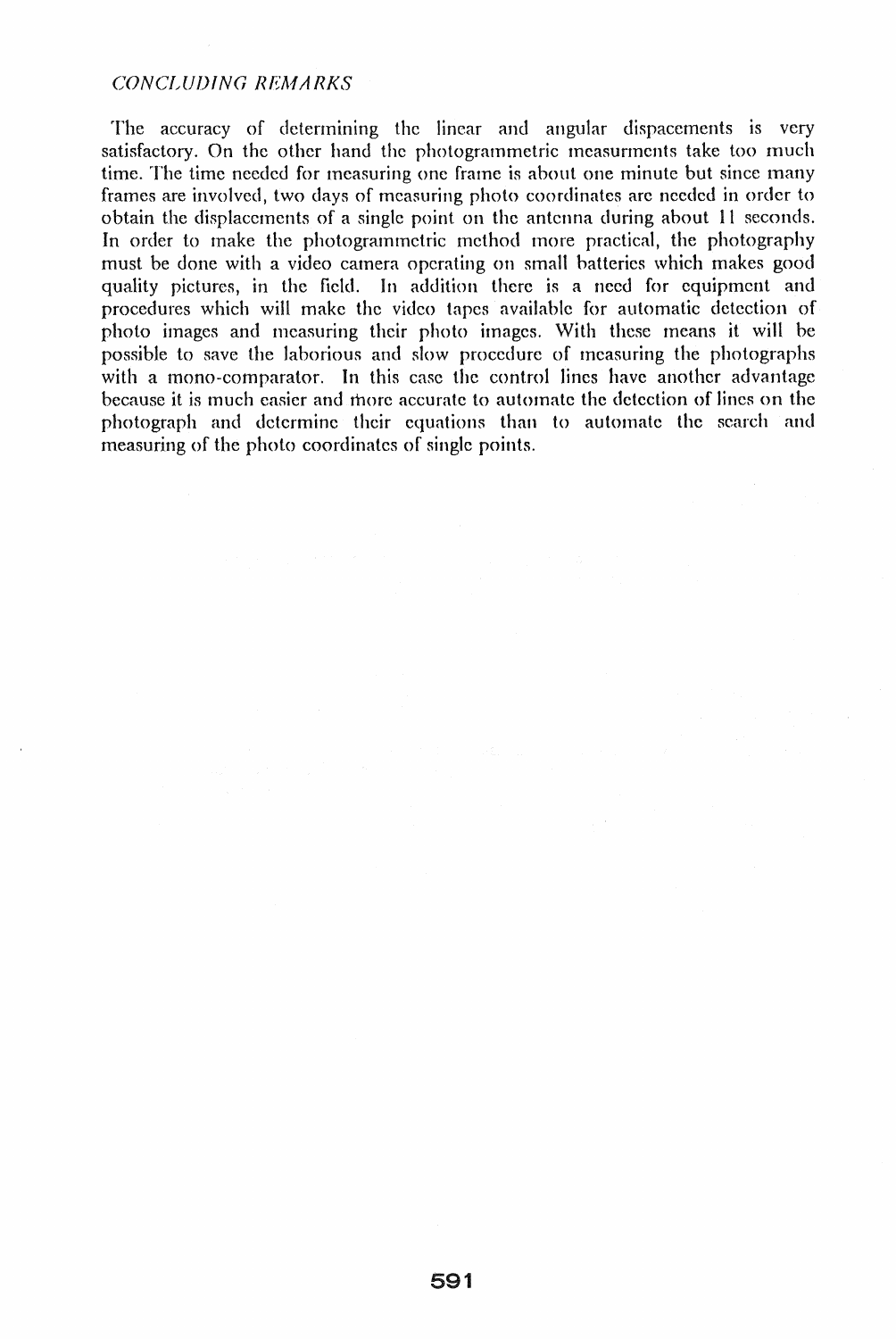## *CONCLUDING REMARKS*

The accuracy of determining the linear and angular dispacements is very satisfactory. On the other hand the photogrammetric measurments take too much time. The time needed for measuring one frame is about one minute but since many frames are involved, two days of measuring photo coordinates are needed in order to obtain the displacements of a single point on the antenna during about 11 seconds. In order to make the photogrammetric method more practical, the photography must be done with a video camera operating on small batteries which makes good quality pictures, in the field. In addition there is a need for equipment and procedures which will make the video tapes available for automatic detection of photo images and measuring their photo images. With these means it will be possible to save the laborious and slow procedure of measuring the photographs with a mono-comparator. In this case the control lines have another advantage because it is much easier and more accurate to automate the detection of lines on the photograph and determine their equations than to automate the search and measuring of the photo coordinates of single points.